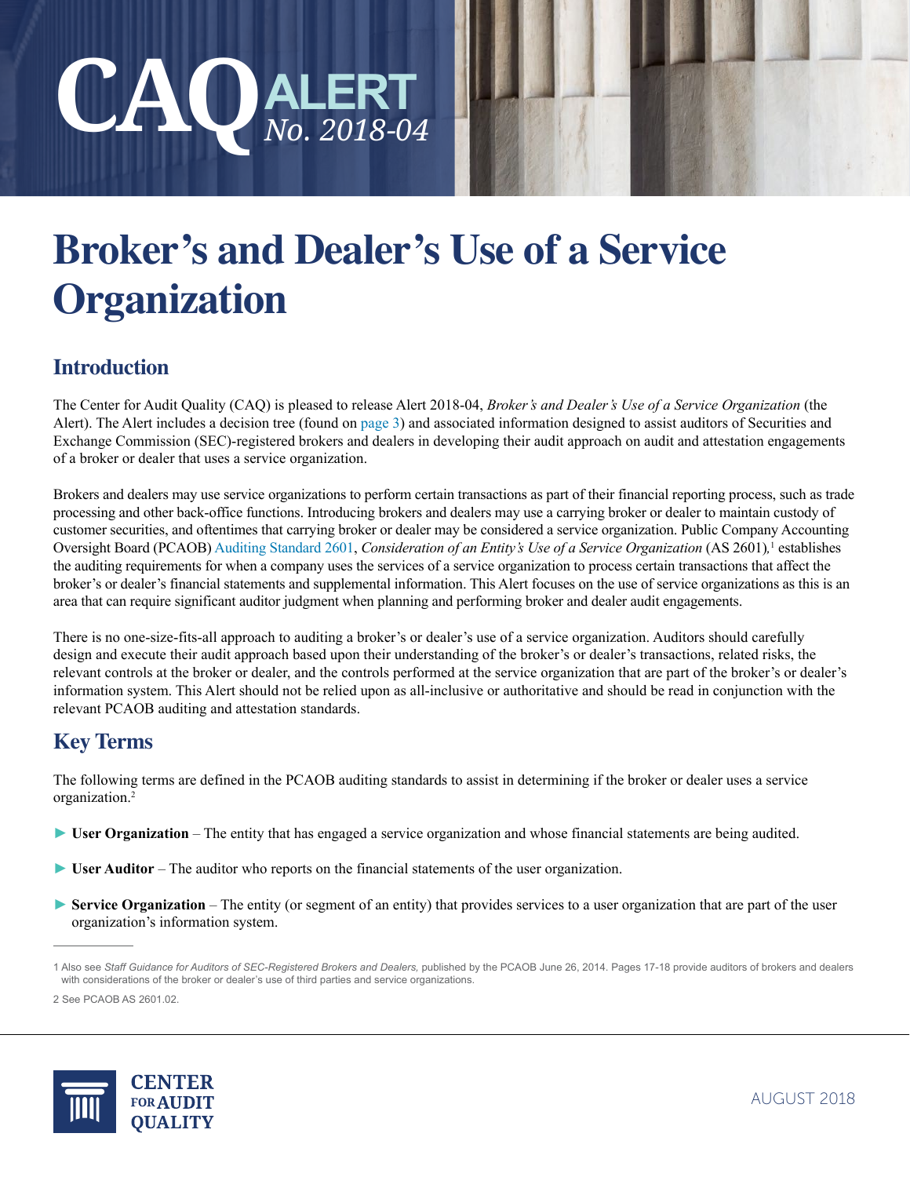# CAQ ALERT No. 2018-04

# Broker's and Dealer's Use of a Service Organization

## Introduction

The Center for Audit Quality (CAQ) is pleased to release Alert 2018-04, *Broker's and Dealer's Use of a Service Organization* (the Alert). The Alert includes a decision tree (found on page 3) and associated information designed to assist auditors of Securities and Exchange Commission (SEC)-registered brokers and dealers in developing their audit approach on audit and attestation engagements of a broker or dealer that uses a service organization.

Brokers and dealers may use service organizations to perform certain transactions as part of their financial reporting process, such as trade processing and other back-office functions. Introducing brokers and dealers may use a carrying broker or dealer to maintain custody of customer securities, and oftentimes that carrying broker or dealer may be considered a service organization. Public Company Accounting Oversight Board (PCAOB) Auditing Standard 2601, *Consideration of an Entity's Use of a Service Organization* (AS 2601),[1] establishes the auditing requirements for when a company uses the services of a service organization to process certain transactions that affect the broker's or dealer's financial statements and supplemental information. This Alert focuses on the use of service organizations as this is an area that can require significant auditor judgment when planning and performing broker and dealer audit engagements.

There is no one-size-fits-all approach to auditing a broker's or dealer's use of a service organization. Auditors should carefully design and execute their audit approach based upon their understanding of the broker's or dealer's transactions, related risks, the relevant controls at the broker or dealer, and the controls performed at the service organization that are part of the broker's or dealer's information system. This Alert should not be relied upon as all-inclusive or authoritative and should be read in conjunction with the relevant PCAOB auditing and attestation standards.

## Key Terms

The following terms are defined in the PCAOB auditing standards to assist in determining if the broker or dealer uses a service organization.[2]

- **User Organization** – The entity that has engaged a service organization and whose financial statements are being audited.
- **User Auditor** – The auditor who reports on the financial statements of the user organization.
- **Service Organization** – The entity (or segment of an entity) that provides services to a user organization that are part of the user organization's information system.

---

1 Also see *Staff Guidance for Auditors of SEC-Registered Brokers and Dealers,* published by the PCAOB June 26, 2014. Pages 17-18 provide auditors of brokers and dealers with considerations of the broker or dealer's use of third parties and service organizations.

2 See PCAOB AS 2601.02.

CENTER FOR AUDIT QUALITY

AUGUST 2018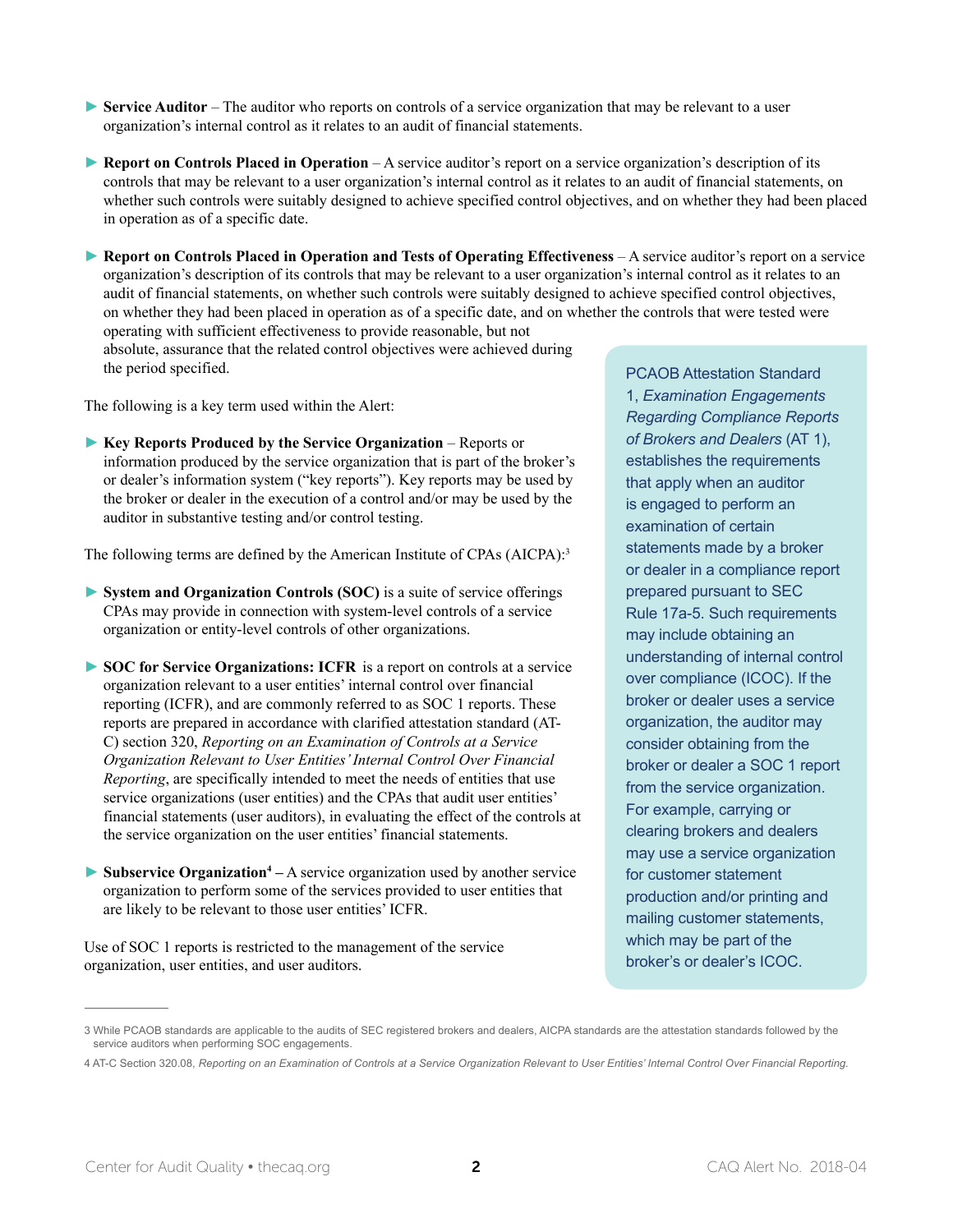- **Service Auditor** – The auditor who reports on controls of a service organization that may be relevant to a user organization's internal control as it relates to an audit of financial statements.

- **Report on Controls Placed in Operation** – A service auditor's report on a service organization's description of its controls that may be relevant to a user organization's internal control as it relates to an audit of financial statements, on whether such controls were suitably designed to achieve specified control objectives, and on whether they had been placed in operation as of a specific date.

- **Report on Controls Placed in Operation and Tests of Operating Effectiveness** – A service auditor's report on a service organization's description of its controls that may be relevant to a user organization's internal control as it relates to an audit of financial statements, on whether such controls were suitably designed to achieve specified control objectives, on whether they had been placed in operation as of a specific date, and on whether the controls that were tested were operating with sufficient effectiveness to provide reasonable, but not absolute, assurance that the related control objectives were achieved during the period specified.

The following is a key term used within the Alert:

- **Key Reports Produced by the Service Organization** – Reports or information produced by the service organization that is part of the broker's or dealer's information system ("key reports"). Key reports may be used by the broker or dealer in the execution of a control and/or may be used by the auditor in substantive testing and/or control testing.

The following terms are defined by the American Institute of CPAs (AICPA):[3]

- **System and Organization Controls (SOC)** is a suite of service offerings CPAs may provide in connection with system-level controls of a service organization or entity-level controls of other organizations.

- **SOC for Service Organizations: ICFR** is a report on controls at a service organization relevant to a user entities' internal control over financial reporting (ICFR), and are commonly referred to as SOC 1 reports. These reports are prepared in accordance with clarified attestation standard (AT-C) section 320, *Reporting on an Examination of Controls at a Service Organization Relevant to User Entities' Internal Control Over Financial Reporting*, are specifically intended to meet the needs of entities that use service organizations (user entities) and the CPAs that audit user entities' financial statements (user auditors), in evaluating the effect of the controls at the service organization on the user entities' financial statements.

- **Subservice Organization**[4] – A service organization used by another service organization to perform some of the services provided to user entities that are likely to be relevant to those user entities' ICFR.

Use of SOC 1 reports is restricted to the management of the service organization, user entities, and user auditors.

PCAOB Attestation Standard 1, *Examination Engagements Regarding Compliance Reports of Brokers and Dealers* (AT 1), establishes the requirements that apply when an auditor is engaged to perform an examination of certain statements made by a broker or dealer in a compliance report prepared pursuant to SEC Rule 17a-5. Such requirements may include obtaining an understanding of internal control over compliance (ICOC). If the broker or dealer uses a service organization, the auditor may consider obtaining from the broker or dealer a SOC 1 report from the service organization. For example, carrying or clearing brokers and dealers may use a service organization for customer statement production and/or printing and mailing customer statements, which may be part of the broker's or dealer's ICOC.

---

3 While PCAOB standards are applicable to the audits of SEC registered brokers and dealers, AICPA standards are the attestation standards followed by the service auditors when performing SOC engagements.

4 AT-C Section 320.08, *Reporting on an Examination of Controls at a Service Organization Relevant to User Entities' Internal Control Over Financial Reporting*.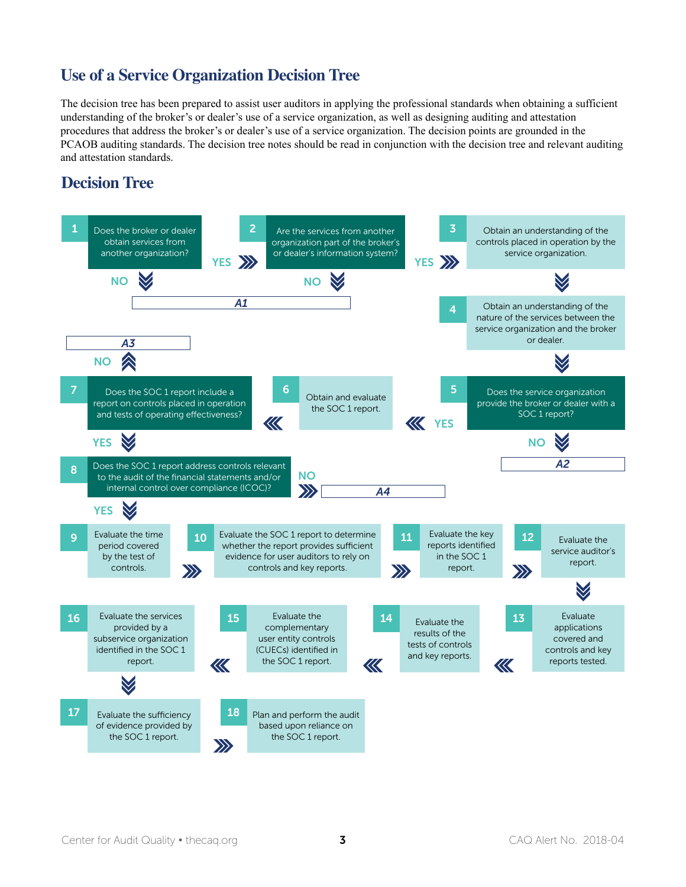## Use of a Service Organization Decision Tree

The decision tree has been prepared to assist user auditors in applying the professional standards when obtaining a sufficient understanding of the broker's or dealer's use of a service organization, as well as designing auditing and attestation procedures that address the broker's or dealer's use of a service organization. The decision points are grounded in the PCAOB auditing standards. The decision tree notes should be read in conjunction with the decision tree and relevant auditing and attestation standards.

## Decision Tree

1. Does the broker or dealer obtain services from another organization?
   - YES → 2
   - NO → A1
2. Are the services from another organization part of the broker's or dealer's information system?
   - YES → 3
   - NO → A1
3. Obtain an understanding of the controls placed in operation by the service organization. → 4
4. Obtain an understanding of the nature of the services between the service organization and the broker or dealer. → 5
5. Does the service organization provide the broker or dealer with a SOC 1 report?
   - YES → 6
   - NO → A2
6. Obtain and evaluate the SOC 1 report. → 7
7. Does the SOC 1 report include a report on controls placed in operation and tests of operating effectiveness?
   - YES → 8
   - NO → A3
8. Does the SOC 1 report address controls relevant to the audit of the financial statements and/or internal control over compliance (ICOC)?
   - YES → 9
   - NO → A4
9. Evaluate the time period covered by the test of controls. → 10
10. Evaluate the SOC 1 report to determine whether the report provides sufficient evidence for user auditors to rely on controls and key reports. → 11
11. Evaluate the key reports identified in the SOC 1 report. → 12
12. Evaluate the service auditor's report. → 13
13. Evaluate applications covered and controls and key reports tested. → 14
14. Evaluate the results of the tests of controls and key reports. → 15
15. Evaluate the complementary user entity controls (CUECs) identified in the SOC 1 report. → 16
16. Evaluate the services provided by a subservice organization identified in the SOC 1 report. → 17
17. Evaluate the sufficiency of evidence provided by the SOC 1 report. → 18
18. Plan and perform the audit based upon reliance on the SOC 1 report.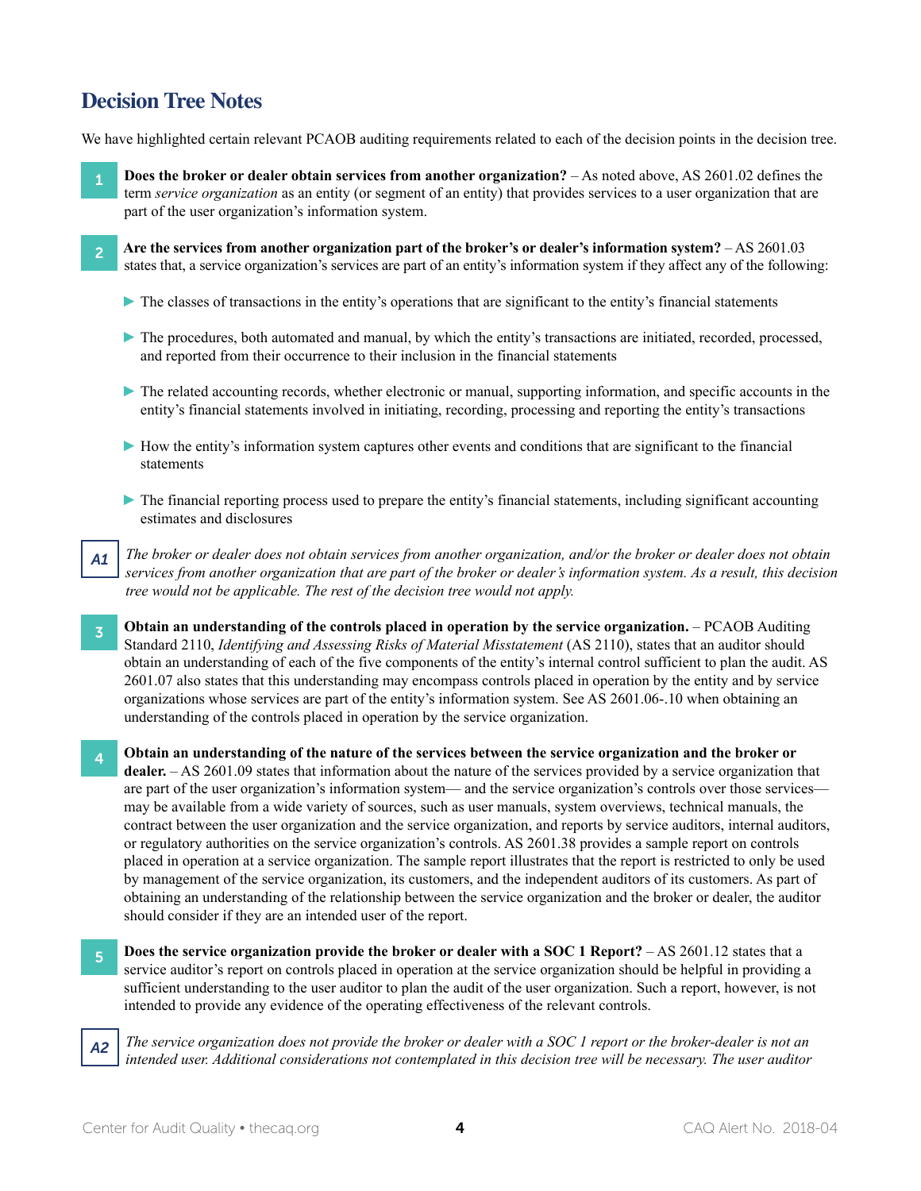## Decision Tree Notes

We have highlighted certain relevant PCAOB auditing requirements related to each of the decision points in the decision tree.

**1** **Does the broker or dealer obtain services from another organization?** – As noted above, AS 2601.02 defines the term *service organization* as an entity (or segment of an entity) that provides services to a user organization that are part of the user organization's information system.

**2** **Are the services from another organization part of the broker's or dealer's information system?** – AS 2601.03 states that, a service organization's services are part of an entity's information system if they affect any of the following:

- The classes of transactions in the entity's operations that are significant to the entity's financial statements
- The procedures, both automated and manual, by which the entity's transactions are initiated, recorded, processed, and reported from their occurrence to their inclusion in the financial statements
- The related accounting records, whether electronic or manual, supporting information, and specific accounts in the entity's financial statements involved in initiating, recording, processing and reporting the entity's transactions
- How the entity's information system captures other events and conditions that are significant to the financial statements
- The financial reporting process used to prepare the entity's financial statements, including significant accounting estimates and disclosures

**A1** *The broker or dealer does not obtain services from another organization, and/or the broker or dealer does not obtain services from another organization that are part of the broker or dealer's information system. As a result, this decision tree would not be applicable. The rest of the decision tree would not apply.*

**3** **Obtain an understanding of the controls placed in operation by the service organization.** – PCAOB Auditing Standard 2110, *Identifying and Assessing Risks of Material Misstatement* (AS 2110), states that an auditor should obtain an understanding of each of the five components of the entity's internal control sufficient to plan the audit. AS 2601.07 also states that this understanding may encompass controls placed in operation by the entity and by service organizations whose services are part of the entity's information system. See AS 2601.06-.10 when obtaining an understanding of the controls placed in operation by the service organization.

**4** **Obtain an understanding of the nature of the services between the service organization and the broker or dealer.** – AS 2601.09 states that information about the nature of the services provided by a service organization that are part of the user organization's information system— and the service organization's controls over those services— may be available from a wide variety of sources, such as user manuals, system overviews, technical manuals, the contract between the user organization and the service organization, and reports by service auditors, internal auditors, or regulatory authorities on the service organization's controls. AS 2601.38 provides a sample report on controls placed in operation at a service organization. The sample report illustrates that the report is restricted to only be used by management of the service organization, its customers, and the independent auditors of its customers. As part of obtaining an understanding of the relationship between the service organization and the broker or dealer, the auditor should consider if they are an intended user of the report.

**5** **Does the service organization provide the broker or dealer with a SOC 1 Report?** – AS 2601.12 states that a service auditor's report on controls placed in operation at the service organization should be helpful in providing a sufficient understanding to the user auditor to plan the audit of the user organization. Such a report, however, is not intended to provide any evidence of the operating effectiveness of the relevant controls.

**A2** *The service organization does not provide the broker or dealer with a SOC 1 report or the broker-dealer is not an intended user. Additional considerations not contemplated in this decision tree will be necessary. The user auditor*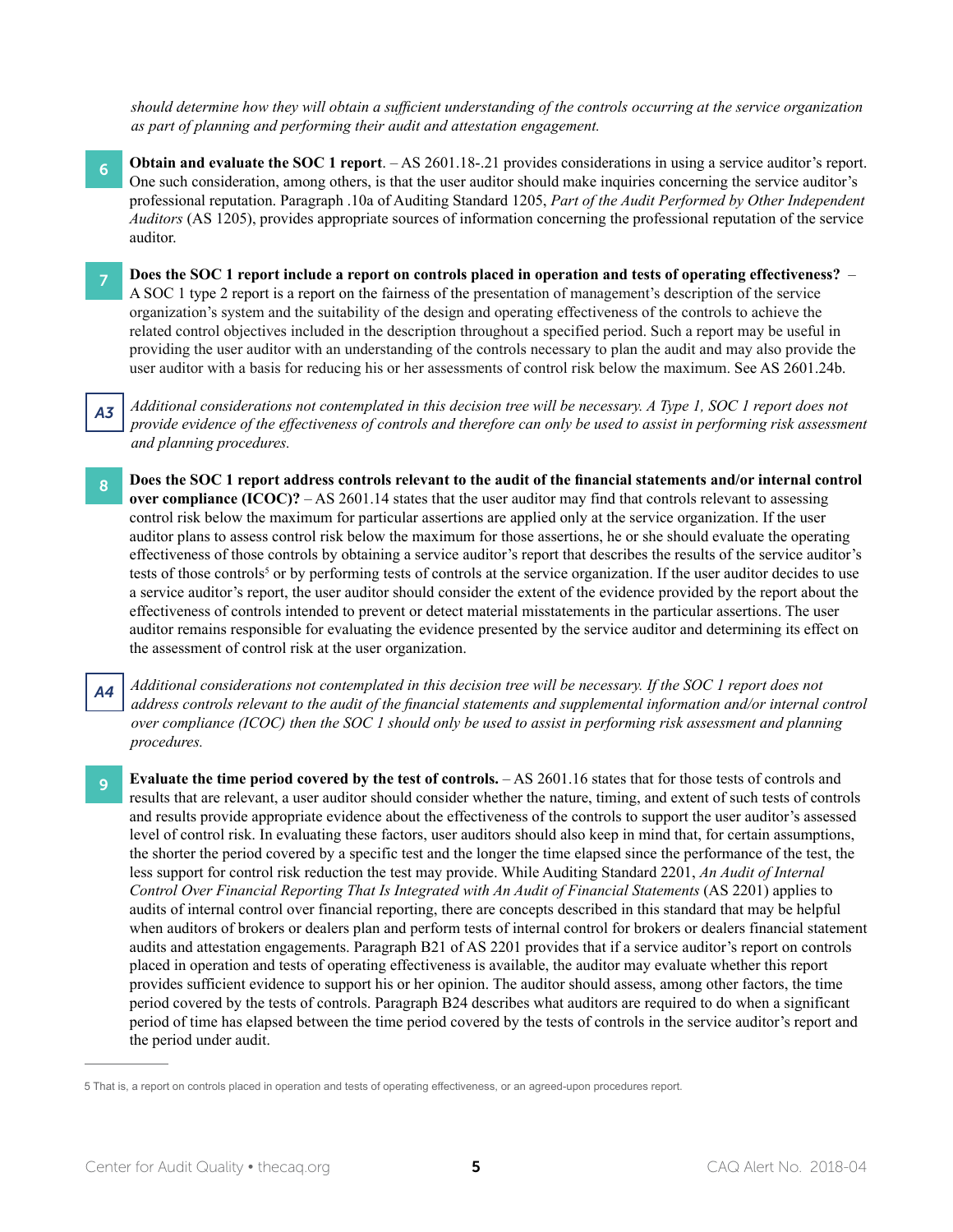*should determine how they will obtain a sufficient understanding of the controls occurring at the service organization as part of planning and performing their audit and attestation engagement.*

**6** **Obtain and evaluate the SOC 1 report**. – AS 2601.18-.21 provides considerations in using a service auditor's report. One such consideration, among others, is that the user auditor should make inquiries concerning the service auditor's professional reputation. Paragraph .10a of Auditing Standard 1205, *Part of the Audit Performed by Other Independent Auditors* (AS 1205), provides appropriate sources of information concerning the professional reputation of the service auditor.

**7** **Does the SOC 1 report include a report on controls placed in operation and tests of operating effectiveness?** – A SOC 1 type 2 report is a report on the fairness of the presentation of management's description of the service organization's system and the suitability of the design and operating effectiveness of the controls to achieve the related control objectives included in the description throughout a specified period. Such a report may be useful in providing the user auditor with an understanding of the controls necessary to plan the audit and may also provide the user auditor with a basis for reducing his or her assessments of control risk below the maximum. See AS 2601.24b.

**A3** *Additional considerations not contemplated in this decision tree will be necessary. A Type 1, SOC 1 report does not provide evidence of the effectiveness of controls and therefore can only be used to assist in performing risk assessment and planning procedures.*

**8** **Does the SOC 1 report address controls relevant to the audit of the financial statements and/or internal control over compliance (ICOC)?** – AS 2601.14 states that the user auditor may find that controls relevant to assessing control risk below the maximum for particular assertions are applied only at the service organization. If the user auditor plans to assess control risk below the maximum for those assertions, he or she should evaluate the operating effectiveness of those controls by obtaining a service auditor's report that describes the results of the service auditor's tests of those controls[5] or by performing tests of controls at the service organization. If the user auditor decides to use a service auditor's report, the user auditor should consider the extent of the evidence provided by the report about the effectiveness of controls intended to prevent or detect material misstatements in the particular assertions. The user auditor remains responsible for evaluating the evidence presented by the service auditor and determining its effect on the assessment of control risk at the user organization.

**A4** *Additional considerations not contemplated in this decision tree will be necessary. If the SOC 1 report does not address controls relevant to the audit of the financial statements and supplemental information and/or internal control over compliance (ICOC) then the SOC 1 should only be used to assist in performing risk assessment and planning procedures.*

**9** **Evaluate the time period covered by the test of controls.** – AS 2601.16 states that for those tests of controls and results that are relevant, a user auditor should consider whether the nature, timing, and extent of such tests of controls and results provide appropriate evidence about the effectiveness of the controls to support the user auditor's assessed level of control risk. In evaluating these factors, user auditors should also keep in mind that, for certain assumptions, the shorter the period covered by a specific test and the longer the time elapsed since the performance of the test, the less support for control risk reduction the test may provide. While Auditing Standard 2201, *An Audit of Internal Control Over Financial Reporting That Is Integrated with An Audit of Financial Statements* (AS 2201) applies to audits of internal control over financial reporting, there are concepts described in this standard that may be helpful when auditors of brokers or dealers plan and perform tests of internal control for brokers or dealers financial statement audits and attestation engagements. Paragraph B21 of AS 2201 provides that if a service auditor's report on controls placed in operation and tests of operating effectiveness is available, the auditor may evaluate whether this report provides sufficient evidence to support his or her opinion. The auditor should assess, among other factors, the time period covered by the tests of controls. Paragraph B24 describes what auditors are required to do when a significant period of time has elapsed between the time period covered by the tests of controls in the service auditor's report and the period under audit.

---

[5] That is, a report on controls placed in operation and tests of operating effectiveness, or an agreed-upon procedures report.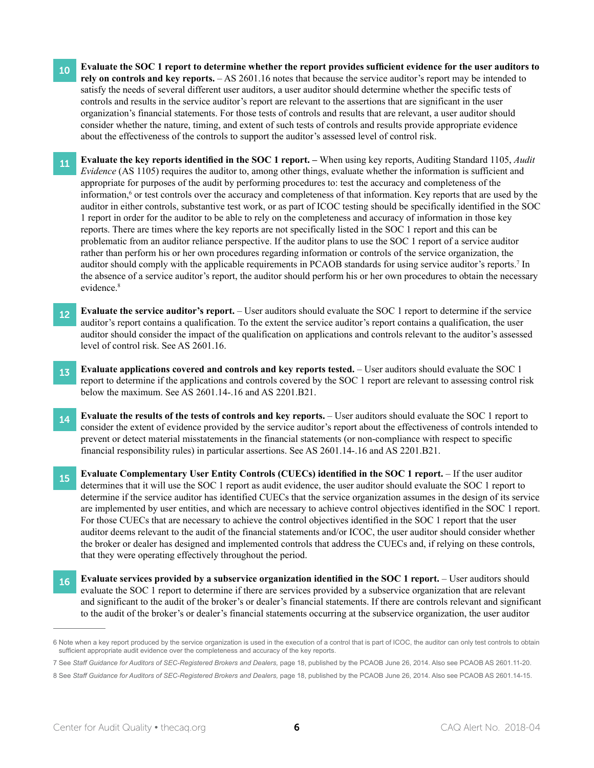10 **Evaluate the SOC 1 report to determine whether the report provides sufficient evidence for the user auditors to rely on controls and key reports.** – AS 2601.16 notes that because the service auditor's report may be intended to satisfy the needs of several different user auditors, a user auditor should determine whether the specific tests of controls and results in the service auditor's report are relevant to the assertions that are significant in the user organization's financial statements. For those tests of controls and results that are relevant, a user auditor should consider whether the nature, timing, and extent of such tests of controls and results provide appropriate evidence about the effectiveness of the controls to support the auditor's assessed level of control risk.

11 **Evaluate the key reports identified in the SOC 1 report. –** When using key reports, Auditing Standard 1105, *Audit Evidence* (AS 1105) requires the auditor to, among other things, evaluate whether the information is sufficient and appropriate for purposes of the audit by performing procedures to: test the accuracy and completeness of the information,[6] or test controls over the accuracy and completeness of that information. Key reports that are used by the auditor in either controls, substantive test work, or as part of ICOC testing should be specifically identified in the SOC 1 report in order for the auditor to be able to rely on the completeness and accuracy of information in those key reports. There are times where the key reports are not specifically listed in the SOC 1 report and this can be problematic from an auditor reliance perspective. If the auditor plans to use the SOC 1 report of a service auditor rather than perform his or her own procedures regarding information or controls of the service organization, the auditor should comply with the applicable requirements in PCAOB standards for using service auditor's reports.[7] In the absence of a service auditor's report, the auditor should perform his or her own procedures to obtain the necessary evidence.[8]

12 **Evaluate the service auditor's report.** – User auditors should evaluate the SOC 1 report to determine if the service auditor's report contains a qualification. To the extent the service auditor's report contains a qualification, the user auditor should consider the impact of the qualification on applications and controls relevant to the auditor's assessed level of control risk. See AS 2601.16.

13 **Evaluate applications covered and controls and key reports tested.** – User auditors should evaluate the SOC 1 report to determine if the applications and controls covered by the SOC 1 report are relevant to assessing control risk below the maximum. See AS 2601.14-.16 and AS 2201.B21.

14 **Evaluate the results of the tests of controls and key reports.** – User auditors should evaluate the SOC 1 report to consider the extent of evidence provided by the service auditor's report about the effectiveness of controls intended to prevent or detect material misstatements in the financial statements (or non-compliance with respect to specific financial responsibility rules) in particular assertions. See AS 2601.14-.16 and AS 2201.B21.

15 **Evaluate Complementary User Entity Controls (CUECs) identified in the SOC 1 report.** – If the user auditor determines that it will use the SOC 1 report as audit evidence, the user auditor should evaluate the SOC 1 report to determine if the service auditor has identified CUECs that the service organization assumes in the design of its service are implemented by user entities, and which are necessary to achieve control objectives identified in the SOC 1 report. For those CUECs that are necessary to achieve the control objectives identified in the SOC 1 report that the user auditor deems relevant to the audit of the financial statements and/or ICOC, the user auditor should consider whether the broker or dealer has designed and implemented controls that address the CUECs and, if relying on these controls, that they were operating effectively throughout the period.

16 **Evaluate services provided by a subservice organization identified in the SOC 1 report.** – User auditors should evaluate the SOC 1 report to determine if there are services provided by a subservice organization that are relevant and significant to the audit of the broker's or dealer's financial statements. If there are controls relevant and significant to the audit of the broker's or dealer's financial statements occurring at the subservice organization, the user auditor

---

6 Note when a key report produced by the service organization is used in the execution of a control that is part of ICOC, the auditor can only test controls to obtain sufficient appropriate audit evidence over the completeness and accuracy of the key reports.

7 See *Staff Guidance for Auditors of SEC-Registered Brokers and Dealers,* page 18, published by the PCAOB June 26, 2014. Also see PCAOB AS 2601.11-20.

8 See *Staff Guidance for Auditors of SEC-Registered Brokers and Dealers,* page 18, published by the PCAOB June 26, 2014. Also see PCAOB AS 2601.14-15.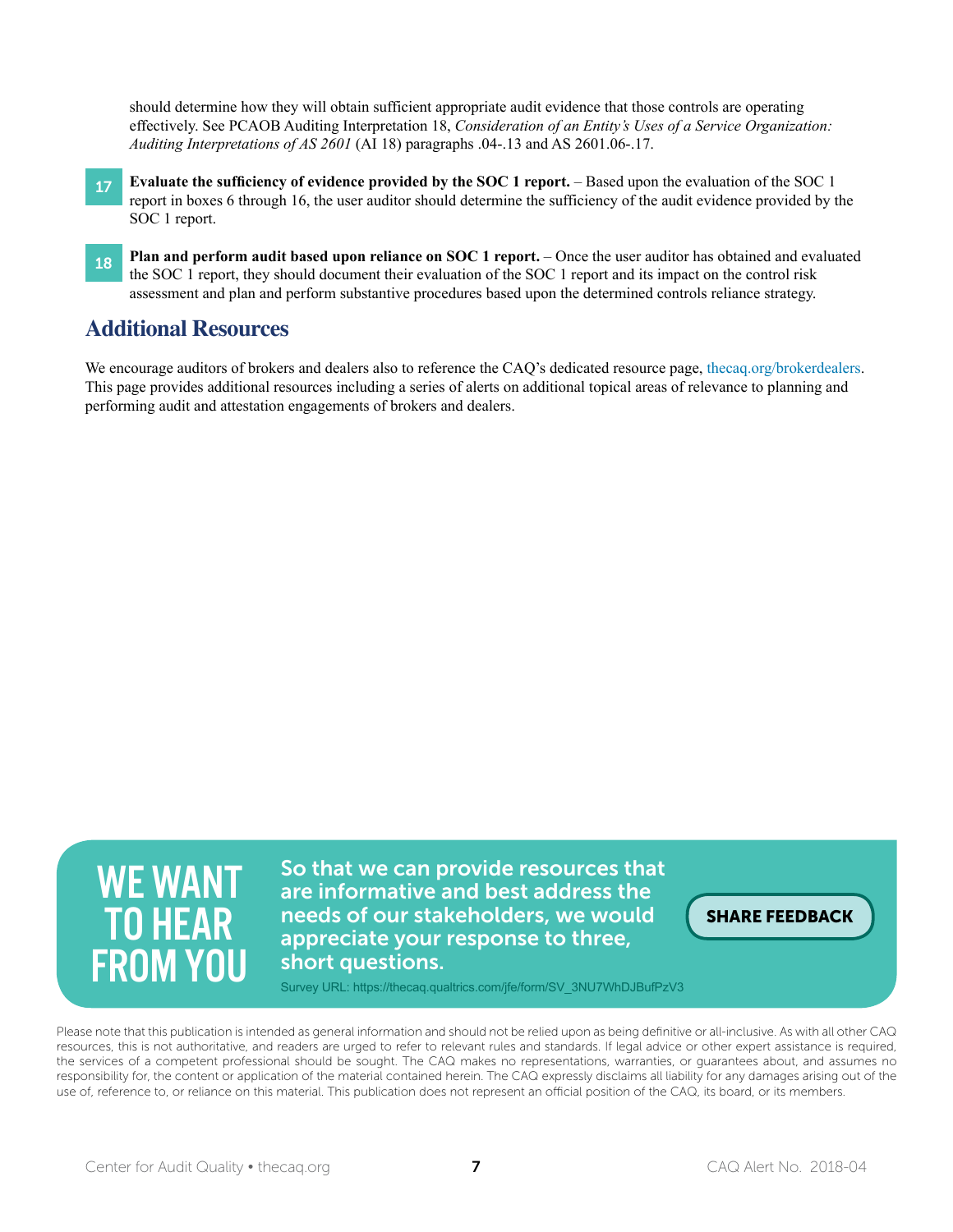should determine how they will obtain sufficient appropriate audit evidence that those controls are operating effectively. See PCAOB Auditing Interpretation 18, *Consideration of an Entity's Uses of a Service Organization: Auditing Interpretations of AS 2601* (AI 18) paragraphs .04-.13 and AS 2601.06-.17.

**17** **Evaluate the sufficiency of evidence provided by the SOC 1 report.** – Based upon the evaluation of the SOC 1 report in boxes 6 through 16, the user auditor should determine the sufficiency of the audit evidence provided by the SOC 1 report.

**18** **Plan and perform audit based upon reliance on SOC 1 report.** – Once the user auditor has obtained and evaluated the SOC 1 report, they should document their evaluation of the SOC 1 report and its impact on the control risk assessment and plan and perform substantive procedures based upon the determined controls reliance strategy.

## Additional Resources

We encourage auditors of brokers and dealers also to reference the CAQ's dedicated resource page, thecaq.org/brokerdealers. This page provides additional resources including a series of alerts on additional topical areas of relevance to planning and performing audit and attestation engagements of brokers and dealers.

**WE WANT TO HEAR FROM YOU**

So that we can provide resources that are informative and best address the needs of our stakeholders, we would appreciate your response to three, short questions.

Survey URL: https://thecaq.qualtrics.com/jfe/form/SV_3NU7WhDJBufPzV3

**SHARE FEEDBACK**

Please note that this publication is intended as general information and should not be relied upon as being definitive or all-inclusive. As with all other CAQ resources, this is not authoritative, and readers are urged to refer to relevant rules and standards. If legal advice or other expert assistance is required, the services of a competent professional should be sought. The CAQ makes no representations, warranties, or guarantees about, and assumes no responsibility for, the content or application of the material contained herein. The CAQ expressly disclaims all liability for any damages arising out of the use of, reference to, or reliance on this material. This publication does not represent an official position of the CAQ, its board, or its members.